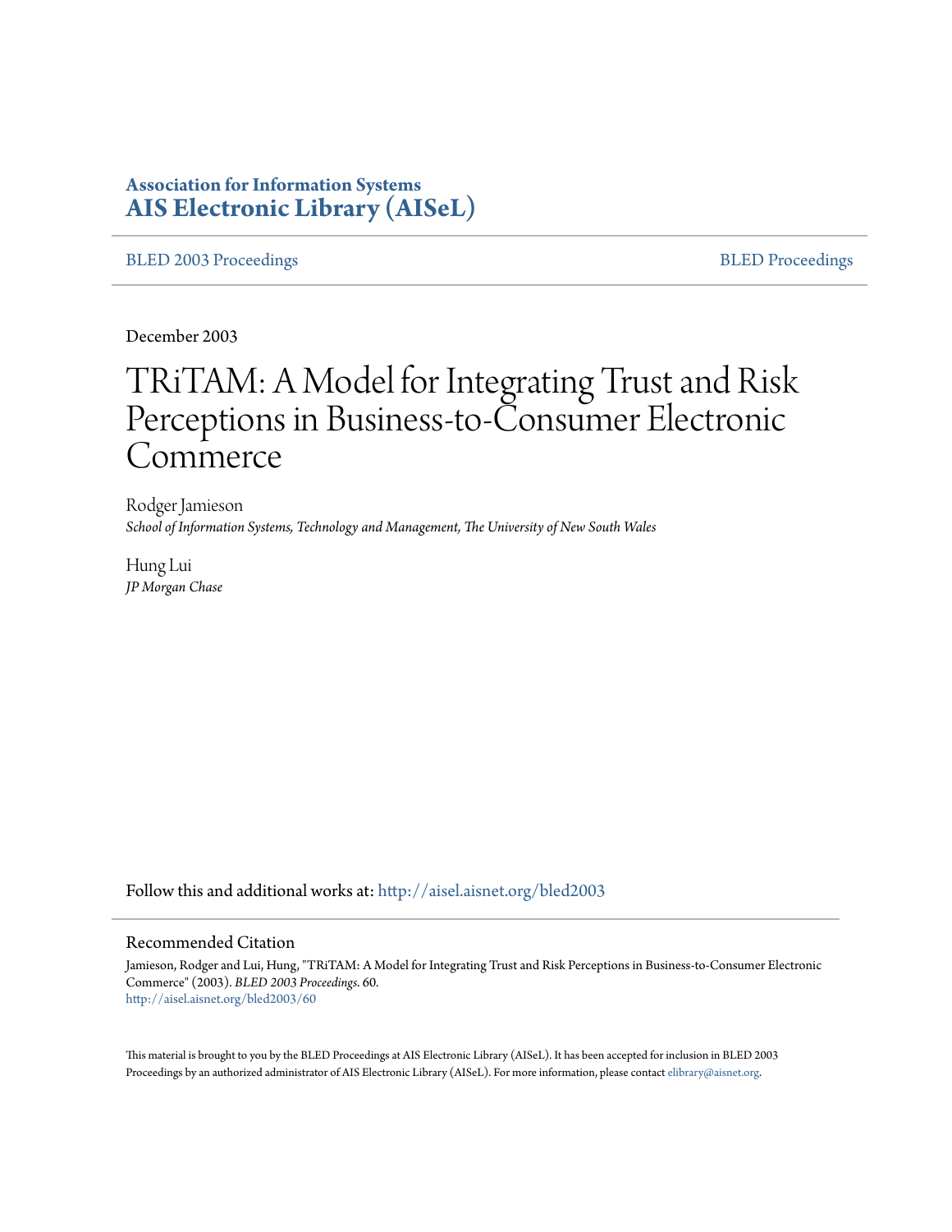**Association for Information Systems**
**AIS Electronic Library (AISeL)**

BLED 2003 Proceedings | BLED Proceedings

December 2003

# TRiTAM: A Model for Integrating Trust and Risk Perceptions in Business-to-Consumer Electronic Commerce

Rodger Jamieson
*School of Information Systems, Technology and Management, The University of New South Wales*

Hung Lui
*JP Morgan Chase*

Follow this and additional works at: http://aisel.aisnet.org/bled2003

## Recommended Citation

Jamieson, Rodger and Lui, Hung, "TRiTAM: A Model for Integrating Trust and Risk Perceptions in Business-to-Consumer Electronic Commerce" (2003). *BLED 2003 Proceedings*. 60.
http://aisel.aisnet.org/bled2003/60

This material is brought to you by the BLED Proceedings at AIS Electronic Library (AISeL). It has been accepted for inclusion in BLED 2003 Proceedings by an authorized administrator of AIS Electronic Library (AISeL). For more information, please contact elibrary@aisnet.org.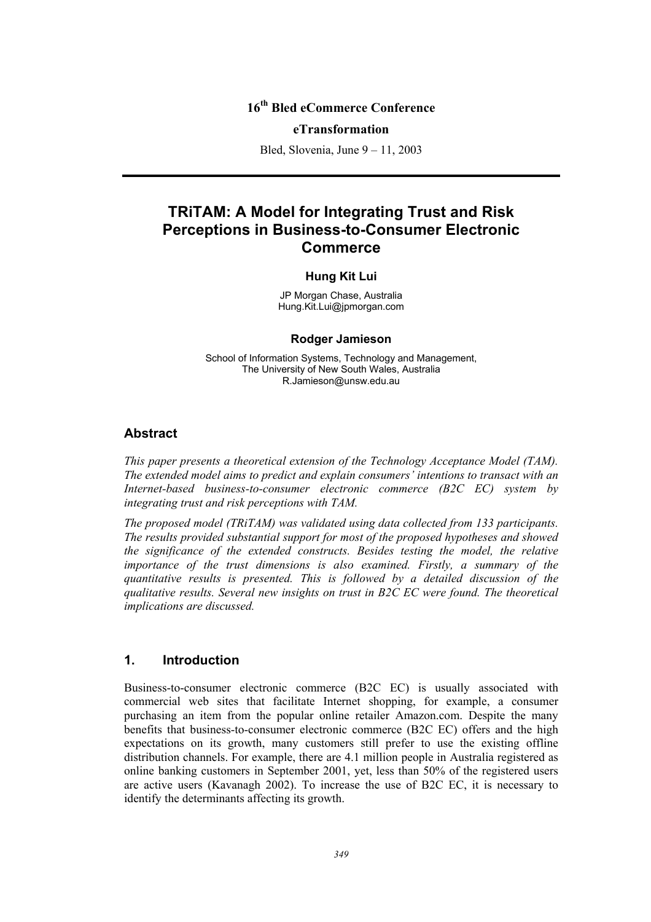16th Bled eCommerce Conference

**eTransformation**

Bled, Slovenia, June 9 – 11, 2003

---

# TRiTAM: A Model for Integrating Trust and Risk Perceptions in Business-to-Consumer Electronic Commerce

**Hung Kit Lui**

JP Morgan Chase, Australia
Hung.Kit.Lui@jpmorgan.com

**Rodger Jamieson**

School of Information Systems, Technology and Management,
The University of New South Wales, Australia
R.Jamieson@unsw.edu.au

## Abstract

*This paper presents a theoretical extension of the Technology Acceptance Model (TAM). The extended model aims to predict and explain consumers' intentions to transact with an Internet-based business-to-consumer electronic commerce (B2C EC) system by integrating trust and risk perceptions with TAM.*

*The proposed model (TRiTAM) was validated using data collected from 133 participants. The results provided substantial support for most of the proposed hypotheses and showed the significance of the extended constructs. Besides testing the model, the relative importance of the trust dimensions is also examined. Firstly, a summary of the quantitative results is presented. This is followed by a detailed discussion of the qualitative results. Several new insights on trust in B2C EC were found. The theoretical implications are discussed.*

## 1. Introduction

Business-to-consumer electronic commerce (B2C EC) is usually associated with commercial web sites that facilitate Internet shopping, for example, a consumer purchasing an item from the popular online retailer Amazon.com. Despite the many benefits that business-to-consumer electronic commerce (B2C EC) offers and the high expectations on its growth, many customers still prefer to use the existing offline distribution channels. For example, there are 4.1 million people in Australia registered as online banking customers in September 2001, yet, less than 50% of the registered users are active users (Kavanagh 2002). To increase the use of B2C EC, it is necessary to identify the determinants affecting its growth.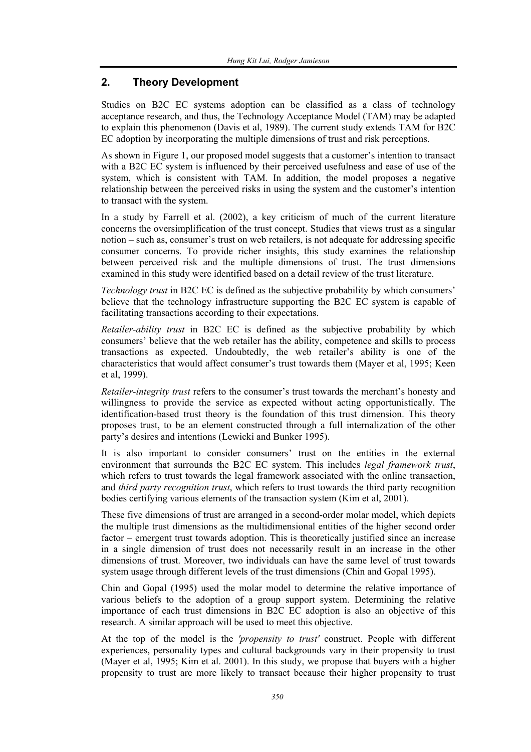## 2. Theory Development

Studies on B2C EC systems adoption can be classified as a class of technology acceptance research, and thus, the Technology Acceptance Model (TAM) may be adapted to explain this phenomenon (Davis et al, 1989). The current study extends TAM for B2C EC adoption by incorporating the multiple dimensions of trust and risk perceptions.

As shown in Figure 1, our proposed model suggests that a customer's intention to transact with a B2C EC system is influenced by their perceived usefulness and ease of use of the system, which is consistent with TAM. In addition, the model proposes a negative relationship between the perceived risks in using the system and the customer's intention to transact with the system.

In a study by Farrell et al. (2002), a key criticism of much of the current literature concerns the oversimplification of the trust concept. Studies that views trust as a singular notion – such as, consumer's trust on web retailers, is not adequate for addressing specific consumer concerns. To provide richer insights, this study examines the relationship between perceived risk and the multiple dimensions of trust. The trust dimensions examined in this study were identified based on a detail review of the trust literature.

*Technology trust* in B2C EC is defined as the subjective probability by which consumers' believe that the technology infrastructure supporting the B2C EC system is capable of facilitating transactions according to their expectations.

*Retailer-ability trust* in B2C EC is defined as the subjective probability by which consumers' believe that the web retailer has the ability, competence and skills to process transactions as expected. Undoubtedly, the web retailer's ability is one of the characteristics that would affect consumer's trust towards them (Mayer et al, 1995; Keen et al, 1999).

*Retailer-integrity trust* refers to the consumer's trust towards the merchant's honesty and willingness to provide the service as expected without acting opportunistically. The identification-based trust theory is the foundation of this trust dimension. This theory proposes trust, to be an element constructed through a full internalization of the other party's desires and intentions (Lewicki and Bunker 1995).

It is also important to consider consumers' trust on the entities in the external environment that surrounds the B2C EC system. This includes *legal framework trust*, which refers to trust towards the legal framework associated with the online transaction, and *third party recognition trust*, which refers to trust towards the third party recognition bodies certifying various elements of the transaction system (Kim et al, 2001).

These five dimensions of trust are arranged in a second-order molar model, which depicts the multiple trust dimensions as the multidimensional entities of the higher second order factor – emergent trust towards adoption. This is theoretically justified since an increase in a single dimension of trust does not necessarily result in an increase in the other dimensions of trust. Moreover, two individuals can have the same level of trust towards system usage through different levels of the trust dimensions (Chin and Gopal 1995).

Chin and Gopal (1995) used the molar model to determine the relative importance of various beliefs to the adoption of a group support system. Determining the relative importance of each trust dimensions in B2C EC adoption is also an objective of this research. A similar approach will be used to meet this objective.

At the top of the model is the *'propensity to trust'* construct. People with different experiences, personality types and cultural backgrounds vary in their propensity to trust (Mayer et al, 1995; Kim et al. 2001). In this study, we propose that buyers with a higher propensity to trust are more likely to transact because their higher propensity to trust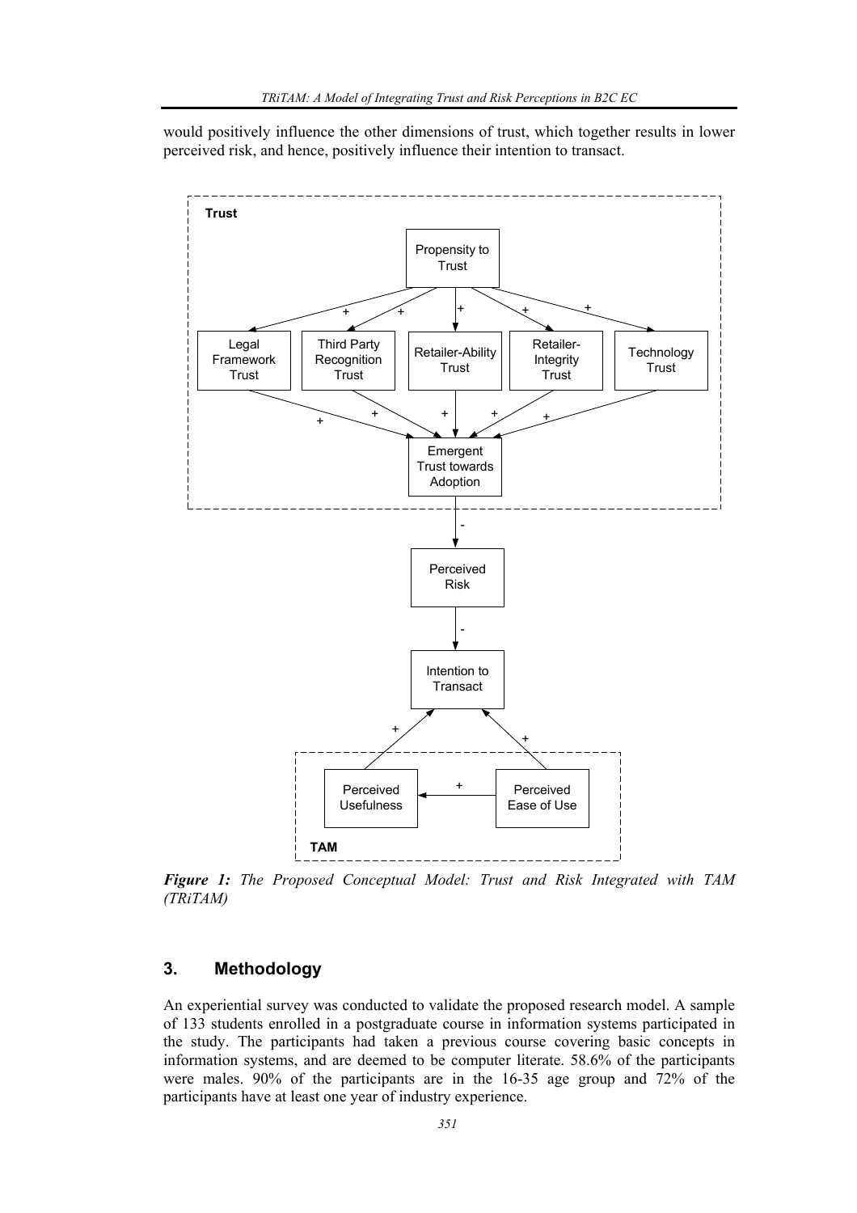would positively influence the other dimensions of trust, which together results in lower perceived risk, and hence, positively influence their intention to transact.

*Figure 1: The Proposed Conceptual Model: Trust and Risk Integrated with TAM (TRiTAM)*

## 3. Methodology

An experiential survey was conducted to validate the proposed research model. A sample of 133 students enrolled in a postgraduate course in information systems participated in the study. The participants had taken a previous course covering basic concepts in information systems, and are deemed to be computer literate. 58.6% of the participants were males. 90% of the participants are in the 16-35 age group and 72% of the participants have at least one year of industry experience.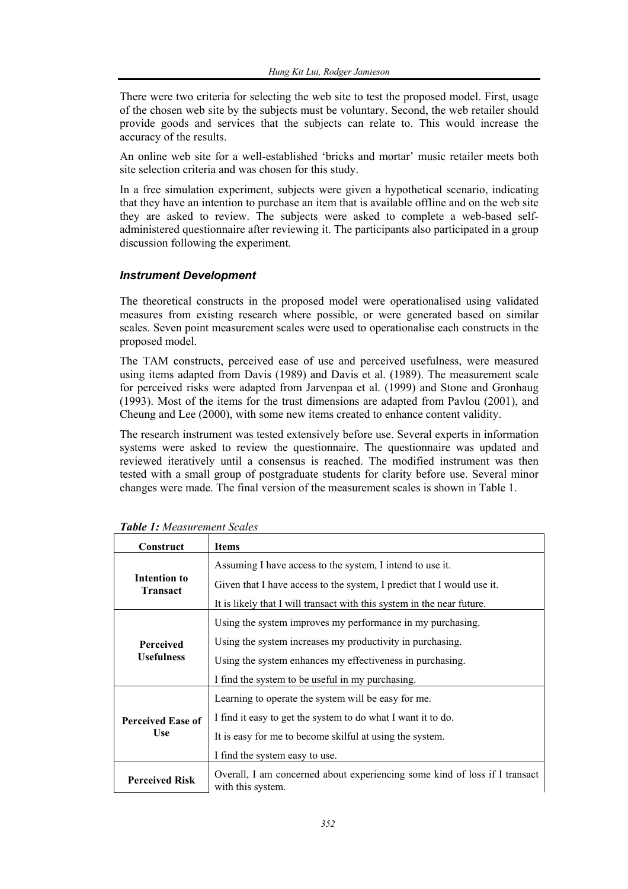There were two criteria for selecting the web site to test the proposed model. First, usage of the chosen web site by the subjects must be voluntary. Second, the web retailer should provide goods and services that the subjects can relate to. This would increase the accuracy of the results.

An online web site for a well-established 'bricks and mortar' music retailer meets both site selection criteria and was chosen for this study.

In a free simulation experiment, subjects were given a hypothetical scenario, indicating that they have an intention to purchase an item that is available offline and on the web site they are asked to review. The subjects were asked to complete a web-based self-administered questionnaire after reviewing it. The participants also participated in a group discussion following the experiment.

### *Instrument Development*

The theoretical constructs in the proposed model were operationalised using validated measures from existing research where possible, or were generated based on similar scales. Seven point measurement scales were used to operationalise each constructs in the proposed model.

The TAM constructs, perceived ease of use and perceived usefulness, were measured using items adapted from Davis (1989) and Davis et al. (1989). The measurement scale for perceived risks were adapted from Jarvenpaa et al. (1999) and Stone and Gronhaug (1993). Most of the items for the trust dimensions are adapted from Pavlou (2001), and Cheung and Lee (2000), with some new items created to enhance content validity.

The research instrument was tested extensively before use. Several experts in information systems were asked to review the questionnaire. The questionnaire was updated and reviewed iteratively until a consensus is reached. The modified instrument was then tested with a small group of postgraduate students for clarity before use. Several minor changes were made. The final version of the measurement scales is shown in Table 1.

***Table 1:*** *Measurement Scales*

| Construct | Items |
|---|---|
| **Intention to Transact** | Assuming I have access to the system, I intend to use it. |
| | Given that I have access to the system, I predict that I would use it. |
| | It is likely that I will transact with this system in the near future. |
| **Perceived Usefulness** | Using the system improves my performance in my purchasing. |
| | Using the system increases my productivity in purchasing. |
| | Using the system enhances my effectiveness in purchasing. |
| | I find the system to be useful in my purchasing. |
| **Perceived Ease of Use** | Learning to operate the system will be easy for me. |
| | I find it easy to get the system to do what I want it to do. |
| | It is easy for me to become skilful at using the system. |
| | I find the system easy to use. |
| **Perceived Risk** | Overall, I am concerned about experiencing some kind of loss if I transact with this system. |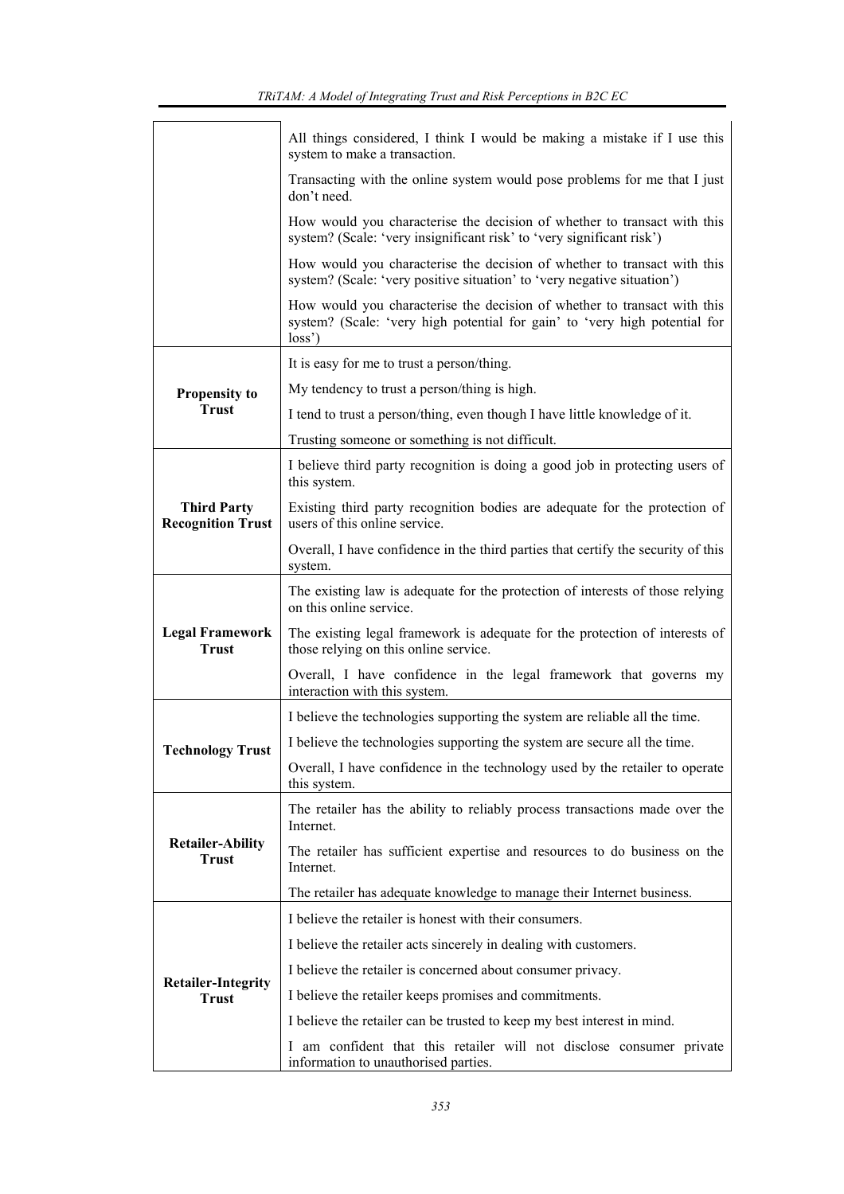| | |
|---|---|
| | All things considered, I think I would be making a mistake if I use this system to make a transaction. |
| | Transacting with the online system would pose problems for me that I just don't need. |
| | How would you characterise the decision of whether to transact with this system? (Scale: 'very insignificant risk' to 'very significant risk') |
| | How would you characterise the decision of whether to transact with this system? (Scale: 'very positive situation' to 'very negative situation') |
| | How would you characterise the decision of whether to transact with this system? (Scale: 'very high potential for gain' to 'very high potential for loss') |
| **Propensity to Trust** | It is easy for me to trust a person/thing. |
| | My tendency to trust a person/thing is high. |
| | I tend to trust a person/thing, even though I have little knowledge of it. |
| | Trusting someone or something is not difficult. |
| **Third Party Recognition Trust** | I believe third party recognition is doing a good job in protecting users of this system. |
| | Existing third party recognition bodies are adequate for the protection of users of this online service. |
| | Overall, I have confidence in the third parties that certify the security of this system. |
| **Legal Framework Trust** | The existing law is adequate for the protection of interests of those relying on this online service. |
| | The existing legal framework is adequate for the protection of interests of those relying on this online service. |
| | Overall, I have confidence in the legal framework that governs my interaction with this system. |
| **Technology Trust** | I believe the technologies supporting the system are reliable all the time. |
| | I believe the technologies supporting the system are secure all the time. |
| | Overall, I have confidence in the technology used by the retailer to operate this system. |
| **Retailer-Ability Trust** | The retailer has the ability to reliably process transactions made over the Internet. |
| | The retailer has sufficient expertise and resources to do business on the Internet. |
| | The retailer has adequate knowledge to manage their Internet business. |
| **Retailer-Integrity Trust** | I believe the retailer is honest with their consumers. |
| | I believe the retailer acts sincerely in dealing with customers. |
| | I believe the retailer is concerned about consumer privacy. |
| | I believe the retailer keeps promises and commitments. |
| | I believe the retailer can be trusted to keep my best interest in mind. |
| | I am confident that this retailer will not disclose consumer private information to unauthorised parties. |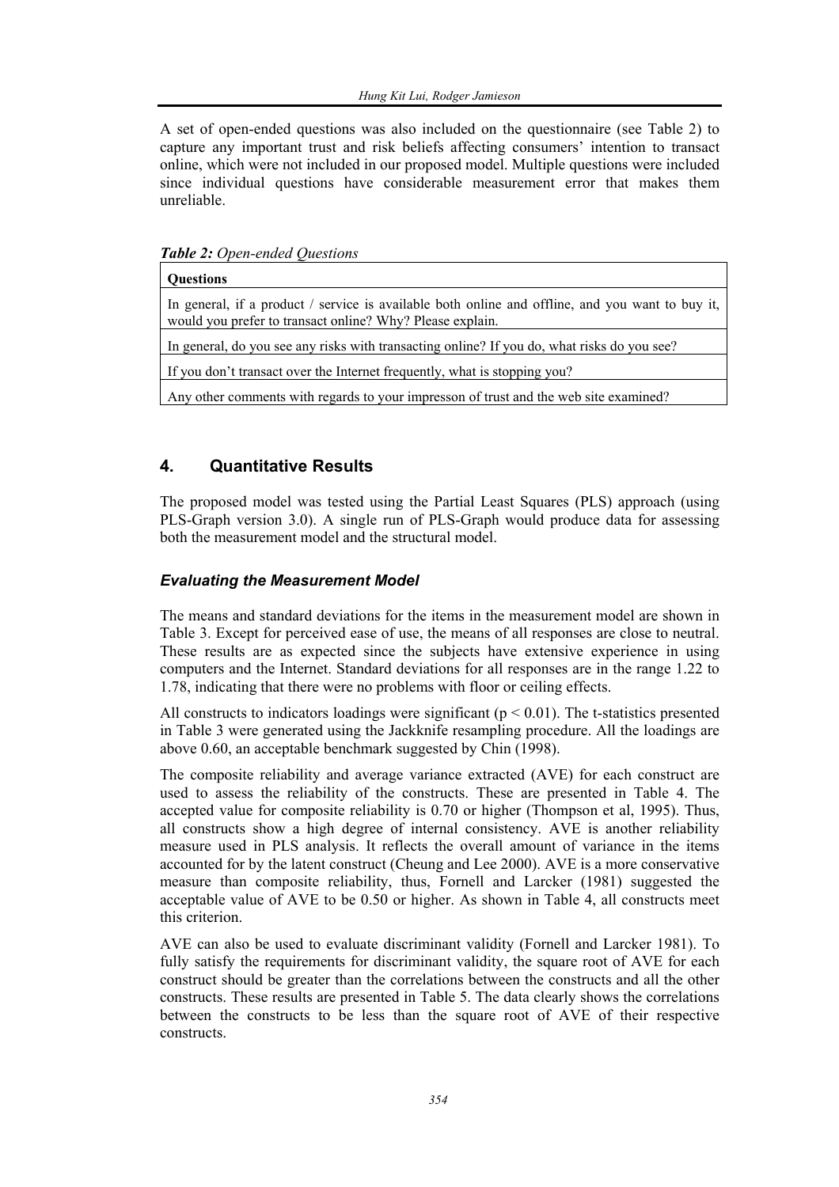A set of open-ended questions was also included on the questionnaire (see Table 2) to capture any important trust and risk beliefs affecting consumers' intention to transact online, which were not included in our proposed model. Multiple questions were included since individual questions have considerable measurement error that makes them unreliable.

***Table 2:*** *Open-ended Questions*

| **Questions** |
|---|
| In general, if a product / service is available both online and offline, and you want to buy it, would you prefer to transact online? Why? Please explain. |
| In general, do you see any risks with transacting online? If you do, what risks do you see? |
| If you don't transact over the Internet frequently, what is stopping you? |
| Any other comments with regards to your impresson of trust and the web site examined? |

## 4. Quantitative Results

The proposed model was tested using the Partial Least Squares (PLS) approach (using PLS-Graph version 3.0). A single run of PLS-Graph would produce data for assessing both the measurement model and the structural model.

### *Evaluating the Measurement Model*

The means and standard deviations for the items in the measurement model are shown in Table 3. Except for perceived ease of use, the means of all responses are close to neutral. These results are as expected since the subjects have extensive experience in using computers and the Internet. Standard deviations for all responses are in the range 1.22 to 1.78, indicating that there were no problems with floor or ceiling effects.

All constructs to indicators loadings were significant ($p < 0.01$). The t-statistics presented in Table 3 were generated using the Jackknife resampling procedure. All the loadings are above 0.60, an acceptable benchmark suggested by Chin (1998).

The composite reliability and average variance extracted (AVE) for each construct are used to assess the reliability of the constructs. These are presented in Table 4. The accepted value for composite reliability is 0.70 or higher (Thompson et al, 1995). Thus, all constructs show a high degree of internal consistency. AVE is another reliability measure used in PLS analysis. It reflects the overall amount of variance in the items accounted for by the latent construct (Cheung and Lee 2000). AVE is a more conservative measure than composite reliability, thus, Fornell and Larcker (1981) suggested the acceptable value of AVE to be 0.50 or higher. As shown in Table 4, all constructs meet this criterion.

AVE can also be used to evaluate discriminant validity (Fornell and Larcker 1981). To fully satisfy the requirements for discriminant validity, the square root of AVE for each construct should be greater than the correlations between the constructs and all the other constructs. These results are presented in Table 5. The data clearly shows the correlations between the constructs to be less than the square root of AVE of their respective constructs.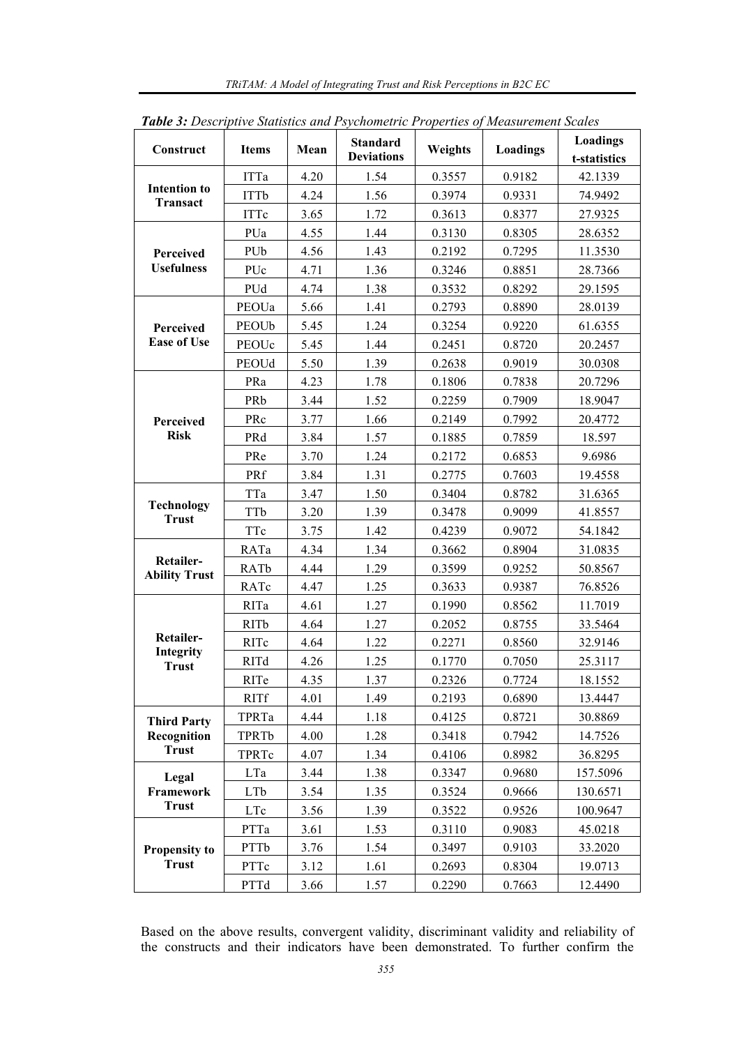***Table 3:** Descriptive Statistics and Psychometric Properties of Measurement Scales*

| Construct | Items | Mean | Standard Deviations | Weights | Loadings | Loadings t-statistics |
|---|---|---|---|---|---|---|
| **Intention to Transact** | ITTa | 4.20 | 1.54 | 0.3557 | 0.9182 | 42.1339 |
| | ITTb | 4.24 | 1.56 | 0.3974 | 0.9331 | 74.9492 |
| | ITTc | 3.65 | 1.72 | 0.3613 | 0.8377 | 27.9325 |
| **Perceived Usefulness** | PUa | 4.55 | 1.44 | 0.3130 | 0.8305 | 28.6352 |
| | PUb | 4.56 | 1.43 | 0.2192 | 0.7295 | 11.3530 |
| | PUc | 4.71 | 1.36 | 0.3246 | 0.8851 | 28.7366 |
| | PUd | 4.74 | 1.38 | 0.3532 | 0.8292 | 29.1595 |
| **Perceived Ease of Use** | PEOUa | 5.66 | 1.41 | 0.2793 | 0.8890 | 28.0139 |
| | PEOUb | 5.45 | 1.24 | 0.3254 | 0.9220 | 61.6355 |
| | PEOUc | 5.45 | 1.44 | 0.2451 | 0.8720 | 20.2457 |
| | PEOUd | 5.50 | 1.39 | 0.2638 | 0.9019 | 30.0308 |
| **Perceived Risk** | PRa | 4.23 | 1.78 | 0.1806 | 0.7838 | 20.7296 |
| | PRb | 3.44 | 1.52 | 0.2259 | 0.7909 | 18.9047 |
| | PRc | 3.77 | 1.66 | 0.2149 | 0.7992 | 20.4772 |
| | PRd | 3.84 | 1.57 | 0.1885 | 0.7859 | 18.597 |
| | PRe | 3.70 | 1.24 | 0.2172 | 0.6853 | 9.6986 |
| | PRf | 3.84 | 1.31 | 0.2775 | 0.7603 | 19.4558 |
| **Technology Trust** | TTa | 3.47 | 1.50 | 0.3404 | 0.8782 | 31.6365 |
| | TTb | 3.20 | 1.39 | 0.3478 | 0.9099 | 41.8557 |
| | TTc | 3.75 | 1.42 | 0.4239 | 0.9072 | 54.1842 |
| **Retailer-Ability Trust** | RATa | 4.34 | 1.34 | 0.3662 | 0.8904 | 31.0835 |
| | RATb | 4.44 | 1.29 | 0.3599 | 0.9252 | 50.8567 |
| | RATc | 4.47 | 1.25 | 0.3633 | 0.9387 | 76.8526 |
| **Retailer-Integrity Trust** | RITa | 4.61 | 1.27 | 0.1990 | 0.8562 | 11.7019 |
| | RITb | 4.64 | 1.27 | 0.2052 | 0.8755 | 33.5464 |
| | RITc | 4.64 | 1.22 | 0.2271 | 0.8560 | 32.9146 |
| | RITd | 4.26 | 1.25 | 0.1770 | 0.7050 | 25.3117 |
| | RITe | 4.35 | 1.37 | 0.2326 | 0.7724 | 18.1552 |
| | RITf | 4.01 | 1.49 | 0.2193 | 0.6890 | 13.4447 |
| **Third Party Recognition Trust** | TPRTa | 4.44 | 1.18 | 0.4125 | 0.8721 | 30.8869 |
| | TPRTb | 4.00 | 1.28 | 0.3418 | 0.7942 | 14.7526 |
| | TPRTc | 4.07 | 1.34 | 0.4106 | 0.8982 | 36.8295 |
| **Legal Framework Trust** | LTa | 3.44 | 1.38 | 0.3347 | 0.9680 | 157.5096 |
| | LTb | 3.54 | 1.35 | 0.3524 | 0.9666 | 130.6571 |
| | LTc | 3.56 | 1.39 | 0.3522 | 0.9526 | 100.9647 |
| **Propensity to Trust** | PTTa | 3.61 | 1.53 | 0.3110 | 0.9083 | 45.0218 |
| | PTTb | 3.76 | 1.54 | 0.3497 | 0.9103 | 33.2020 |
| | PTTc | 3.12 | 1.61 | 0.2693 | 0.8304 | 19.0713 |
| | PTTd | 3.66 | 1.57 | 0.2290 | 0.7663 | 12.4490 |

Based on the above results, convergent validity, discriminant validity and reliability of the constructs and their indicators have been demonstrated. To further confirm the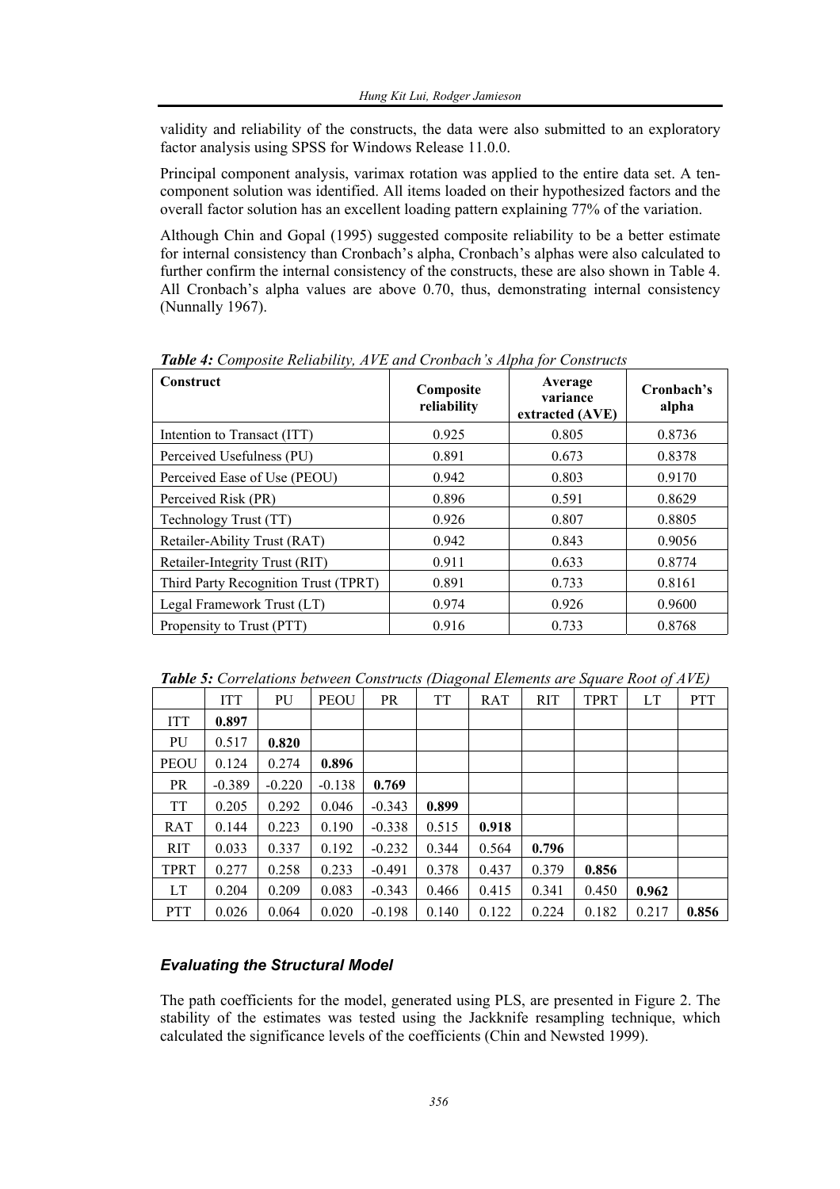validity and reliability of the constructs, the data were also submitted to an exploratory factor analysis using SPSS for Windows Release 11.0.0.

Principal component analysis, varimax rotation was applied to the entire data set. A ten-component solution was identified. All items loaded on their hypothesized factors and the overall factor solution has an excellent loading pattern explaining 77% of the variation.

Although Chin and Gopal (1995) suggested composite reliability to be a better estimate for internal consistency than Cronbach's alpha, Cronbach's alphas were also calculated to further confirm the internal consistency of the constructs, these are also shown in Table 4. All Cronbach's alpha values are above 0.70, thus, demonstrating internal consistency (Nunnally 1967).

***Table 4:*** *Composite Reliability, AVE and Cronbach's Alpha for Constructs*

| Construct | Composite reliability | Average variance extracted (AVE) | Cronbach's alpha |
|---|---|---|---|
| Intention to Transact (ITT) | 0.925 | 0.805 | 0.8736 |
| Perceived Usefulness (PU) | 0.891 | 0.673 | 0.8378 |
| Perceived Ease of Use (PEOU) | 0.942 | 0.803 | 0.9170 |
| Perceived Risk (PR) | 0.896 | 0.591 | 0.8629 |
| Technology Trust (TT) | 0.926 | 0.807 | 0.8805 |
| Retailer-Ability Trust (RAT) | 0.942 | 0.843 | 0.9056 |
| Retailer-Integrity Trust (RIT) | 0.911 | 0.633 | 0.8774 |
| Third Party Recognition Trust (TPRT) | 0.891 | 0.733 | 0.8161 |
| Legal Framework Trust (LT) | 0.974 | 0.926 | 0.9600 |
| Propensity to Trust (PTT) | 0.916 | 0.733 | 0.8768 |

***Table 5:*** *Correlations between Constructs (Diagonal Elements are Square Root of AVE)*

| | ITT | PU | PEOU | PR | TT | RAT | RIT | TPRT | LT | PTT |
|---|---|---|---|---|---|---|---|---|---|---|
| ITT | **0.897** | | | | | | | | | |
| PU | 0.517 | **0.820** | | | | | | | | |
| PEOU | 0.124 | 0.274 | **0.896** | | | | | | | |
| PR | -0.389 | -0.220 | -0.138 | **0.769** | | | | | | |
| TT | 0.205 | 0.292 | 0.046 | -0.343 | **0.899** | | | | | |
| RAT | 0.144 | 0.223 | 0.190 | -0.338 | 0.515 | **0.918** | | | | |
| RIT | 0.033 | 0.337 | 0.192 | -0.232 | 0.344 | 0.564 | **0.796** | | | |
| TPRT | 0.277 | 0.258 | 0.233 | -0.491 | 0.378 | 0.437 | 0.379 | **0.856** | | |
| LT | 0.204 | 0.209 | 0.083 | -0.343 | 0.466 | 0.415 | 0.341 | 0.450 | **0.962** | |
| PTT | 0.026 | 0.064 | 0.020 | -0.198 | 0.140 | 0.122 | 0.224 | 0.182 | 0.217 | **0.856** |

### *Evaluating the Structural Model*

The path coefficients for the model, generated using PLS, are presented in Figure 2. The stability of the estimates was tested using the Jackknife resampling technique, which calculated the significance levels of the coefficients (Chin and Newsted 1999).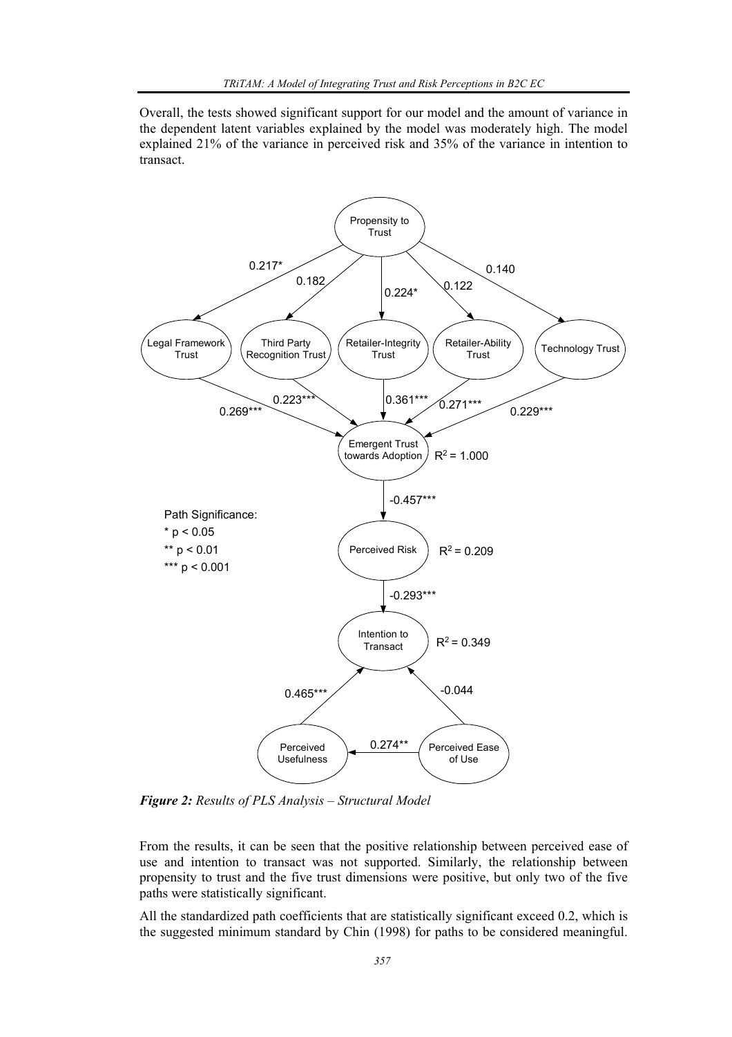Overall, the tests showed significant support for our model and the amount of variance in the dependent latent variables explained by the model was moderately high. The model explained 21% of the variance in perceived risk and 35% of the variance in intention to transact.

***Figure 2:*** *Results of PLS Analysis – Structural Model*

From the results, it can be seen that the positive relationship between perceived ease of use and intention to transact was not supported. Similarly, the relationship between propensity to trust and the five trust dimensions were positive, but only two of the five paths were statistically significant.

All the standardized path coefficients that are statistically significant exceed 0.2, which is the suggested minimum standard by Chin (1998) for paths to be considered meaningful.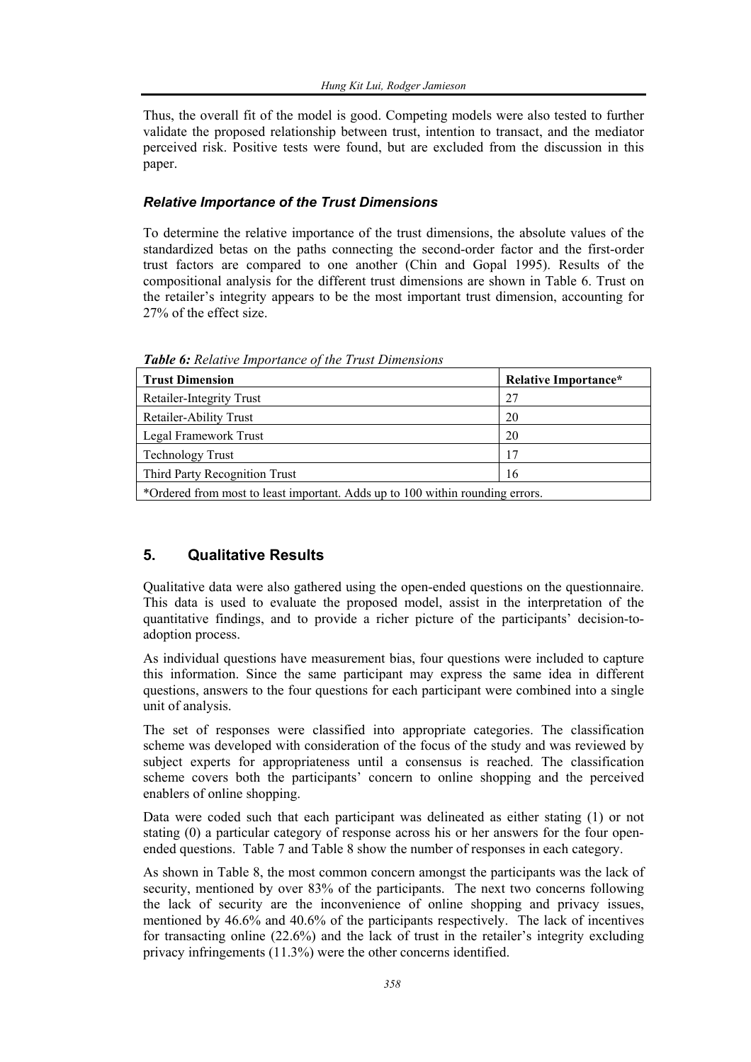Thus, the overall fit of the model is good. Competing models were also tested to further validate the proposed relationship between trust, intention to transact, and the mediator perceived risk. Positive tests were found, but are excluded from the discussion in this paper.

### *Relative Importance of the Trust Dimensions*

To determine the relative importance of the trust dimensions, the absolute values of the standardized betas on the paths connecting the second-order factor and the first-order trust factors are compared to one another (Chin and Gopal 1995). Results of the compositional analysis for the different trust dimensions are shown in Table 6. Trust on the retailer's integrity appears to be the most important trust dimension, accounting for 27% of the effect size.

***Table 6:*** *Relative Importance of the Trust Dimensions*

| **Trust Dimension** | **Relative Importance*** |
|---|---|
| Retailer-Integrity Trust | 27 |
| Retailer-Ability Trust | 20 |
| Legal Framework Trust | 20 |
| Technology Trust | 17 |
| Third Party Recognition Trust | 16 |
| *Ordered from most to least important. Adds up to 100 within rounding errors. | |

## 5. Qualitative Results

Qualitative data were also gathered using the open-ended questions on the questionnaire. This data is used to evaluate the proposed model, assist in the interpretation of the quantitative findings, and to provide a richer picture of the participants' decision-to-adoption process.

As individual questions have measurement bias, four questions were included to capture this information. Since the same participant may express the same idea in different questions, answers to the four questions for each participant were combined into a single unit of analysis.

The set of responses were classified into appropriate categories. The classification scheme was developed with consideration of the focus of the study and was reviewed by subject experts for appropriateness until a consensus is reached. The classification scheme covers both the participants' concern to online shopping and the perceived enablers of online shopping.

Data were coded such that each participant was delineated as either stating (1) or not stating (0) a particular category of response across his or her answers for the four open-ended questions. Table 7 and Table 8 show the number of responses in each category.

As shown in Table 8, the most common concern amongst the participants was the lack of security, mentioned by over 83% of the participants. The next two concerns following the lack of security are the inconvenience of online shopping and privacy issues, mentioned by 46.6% and 40.6% of the participants respectively. The lack of incentives for transacting online (22.6%) and the lack of trust in the retailer's integrity excluding privacy infringements (11.3%) were the other concerns identified.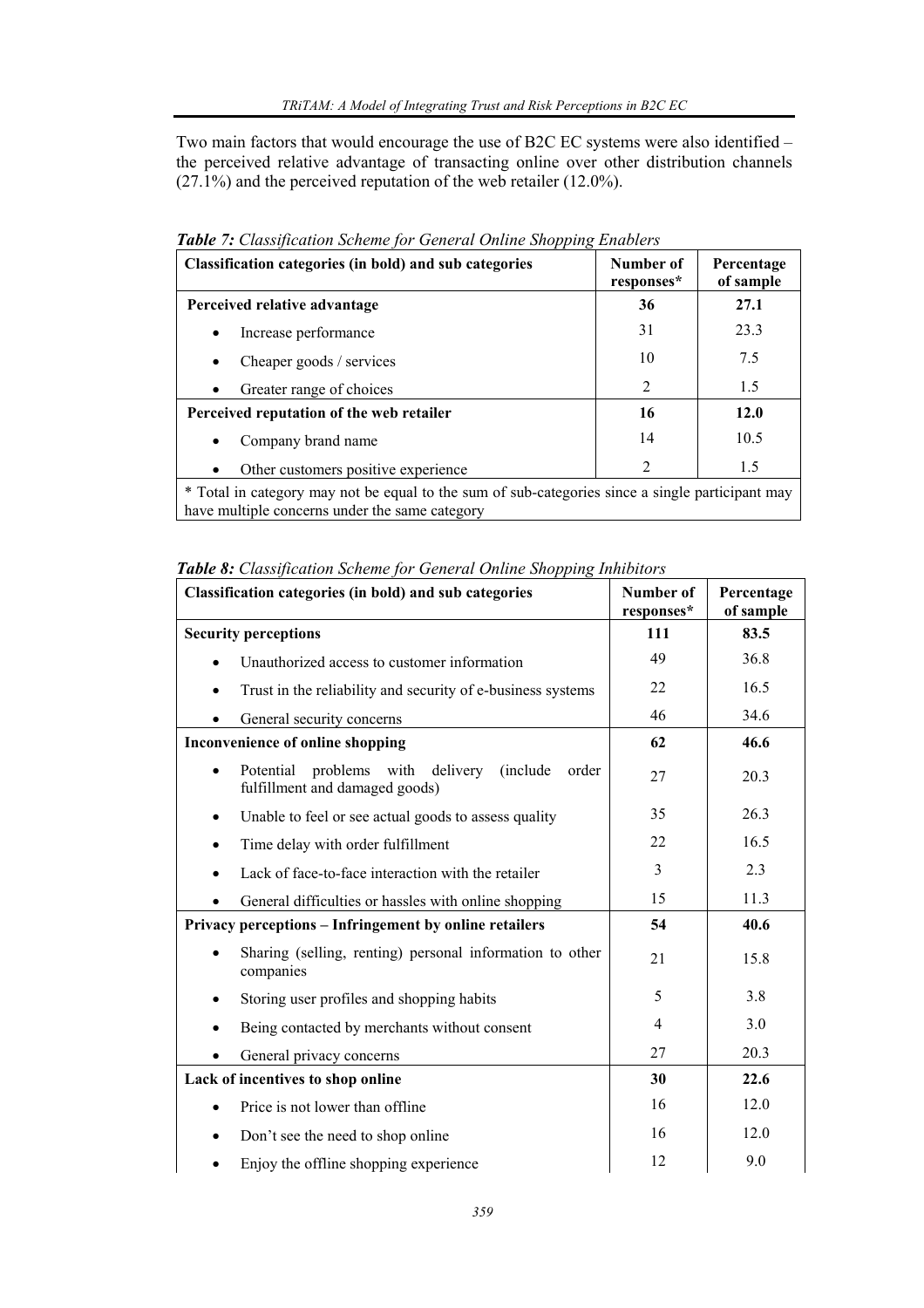Two main factors that would encourage the use of B2C EC systems were also identified – the perceived relative advantage of transacting online over other distribution channels (27.1%) and the perceived reputation of the web retailer (12.0%).

***Table 7:*** *Classification Scheme for General Online Shopping Enablers*

| Classification categories (in bold) and sub categories | Number of responses* | Percentage of sample |
|---|---|---|
| **Perceived relative advantage** | **36** | **27.1** |
| • Increase performance | 31 | 23.3 |
| • Cheaper goods / services | 10 | 7.5 |
| • Greater range of choices | 2 | 1.5 |
| **Perceived reputation of the web retailer** | **16** | **12.0** |
| • Company brand name | 14 | 10.5 |
| • Other customers positive experience | 2 | 1.5 |
| * Total in category may not be equal to the sum of sub-categories since a single participant may have multiple concerns under the same category | | |

***Table 8:*** *Classification Scheme for General Online Shopping Inhibitors*

| Classification categories (in bold) and sub categories | Number of responses* | Percentage of sample |
|---|---|---|
| **Security perceptions** | **111** | **83.5** |
| • Unauthorized access to customer information | 49 | 36.8 |
| • Trust in the reliability and security of e-business systems | 22 | 16.5 |
| • General security concerns | 46 | 34.6 |
| **Inconvenience of online shopping** | **62** | **46.6** |
| • Potential problems with delivery (include order fulfillment and damaged goods) | 27 | 20.3 |
| • Unable to feel or see actual goods to assess quality | 35 | 26.3 |
| • Time delay with order fulfillment | 22 | 16.5 |
| • Lack of face-to-face interaction with the retailer | 3 | 2.3 |
| • General difficulties or hassles with online shopping | 15 | 11.3 |
| **Privacy perceptions – Infringement by online retailers** | **54** | **40.6** |
| • Sharing (selling, renting) personal information to other companies | 21 | 15.8 |
| • Storing user profiles and shopping habits | 5 | 3.8 |
| • Being contacted by merchants without consent | 4 | 3.0 |
| • General privacy concerns | 27 | 20.3 |
| **Lack of incentives to shop online** | **30** | **22.6** |
| • Price is not lower than offline | 16 | 12.0 |
| • Don't see the need to shop online | 16 | 12.0 |
| • Enjoy the offline shopping experience | 12 | 9.0 |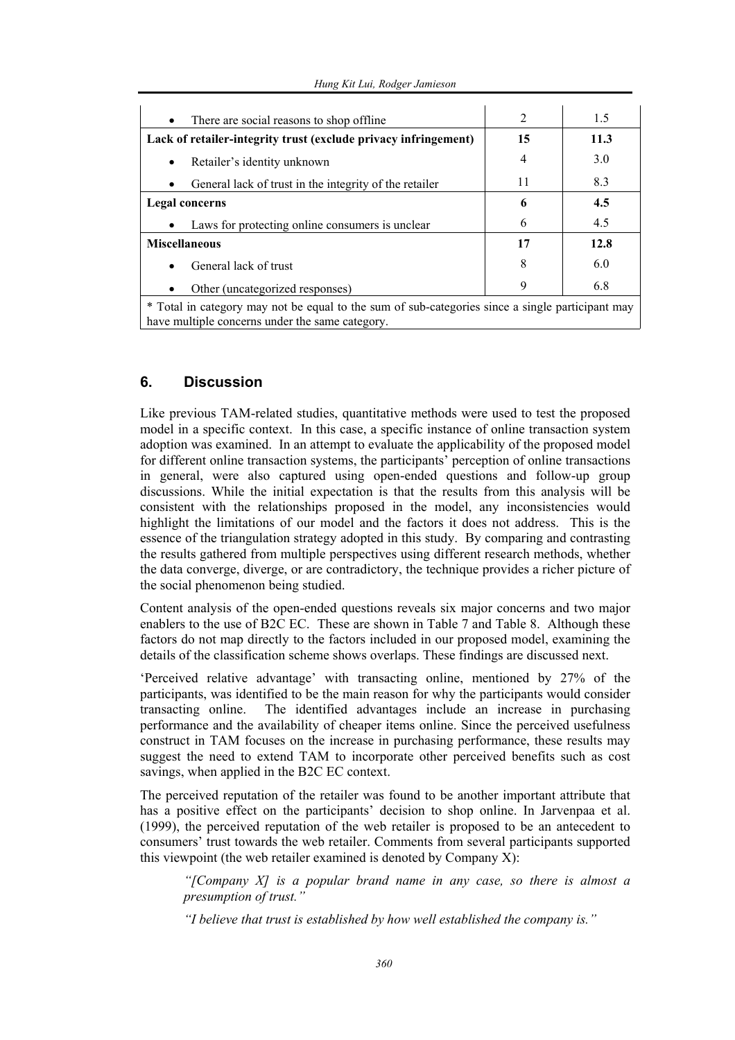| | | |
|---|---|---|
| • There are social reasons to shop offline | 2 | 1.5 |
| **Lack of retailer-integrity trust (exclude privacy infringement)** | **15** | **11.3** |
| • Retailer's identity unknown | 4 | 3.0 |
| • General lack of trust in the integrity of the retailer | 11 | 8.3 |
| **Legal concerns** | **6** | **4.5** |
| • Laws for protecting online consumers is unclear | 6 | 4.5 |
| **Miscellaneous** | **17** | **12.8** |
| • General lack of trust | 8 | 6.0 |
| • Other (uncategorized responses) | 9 | 6.8 |
| * Total in category may not be equal to the sum of sub-categories since a single participant may have multiple concerns under the same category. | | |

## 6. Discussion

Like previous TAM-related studies, quantitative methods were used to test the proposed model in a specific context. In this case, a specific instance of online transaction system adoption was examined. In an attempt to evaluate the applicability of the proposed model for different online transaction systems, the participants' perception of online transactions in general, were also captured using open-ended questions and follow-up group discussions. While the initial expectation is that the results from this analysis will be consistent with the relationships proposed in the model, any inconsistencies would highlight the limitations of our model and the factors it does not address. This is the essence of the triangulation strategy adopted in this study. By comparing and contrasting the results gathered from multiple perspectives using different research methods, whether the data converge, diverge, or are contradictory, the technique provides a richer picture of the social phenomenon being studied.

Content analysis of the open-ended questions reveals six major concerns and two major enablers to the use of B2C EC. These are shown in Table 7 and Table 8. Although these factors do not map directly to the factors included in our proposed model, examining the details of the classification scheme shows overlaps. These findings are discussed next.

'Perceived relative advantage' with transacting online, mentioned by 27% of the participants, was identified to be the main reason for why the participants would consider transacting online. The identified advantages include an increase in purchasing performance and the availability of cheaper items online. Since the perceived usefulness construct in TAM focuses on the increase in purchasing performance, these results may suggest the need to extend TAM to incorporate other perceived benefits such as cost savings, when applied in the B2C EC context.

The perceived reputation of the retailer was found to be another important attribute that has a positive effect on the participants' decision to shop online. In Jarvenpaa et al. (1999), the perceived reputation of the web retailer is proposed to be an antecedent to consumers' trust towards the web retailer. Comments from several participants supported this viewpoint (the web retailer examined is denoted by Company X):

> *"[Company X] is a popular brand name in any case, so there is almost a presumption of trust."*
>
> *"I believe that trust is established by how well established the company is."*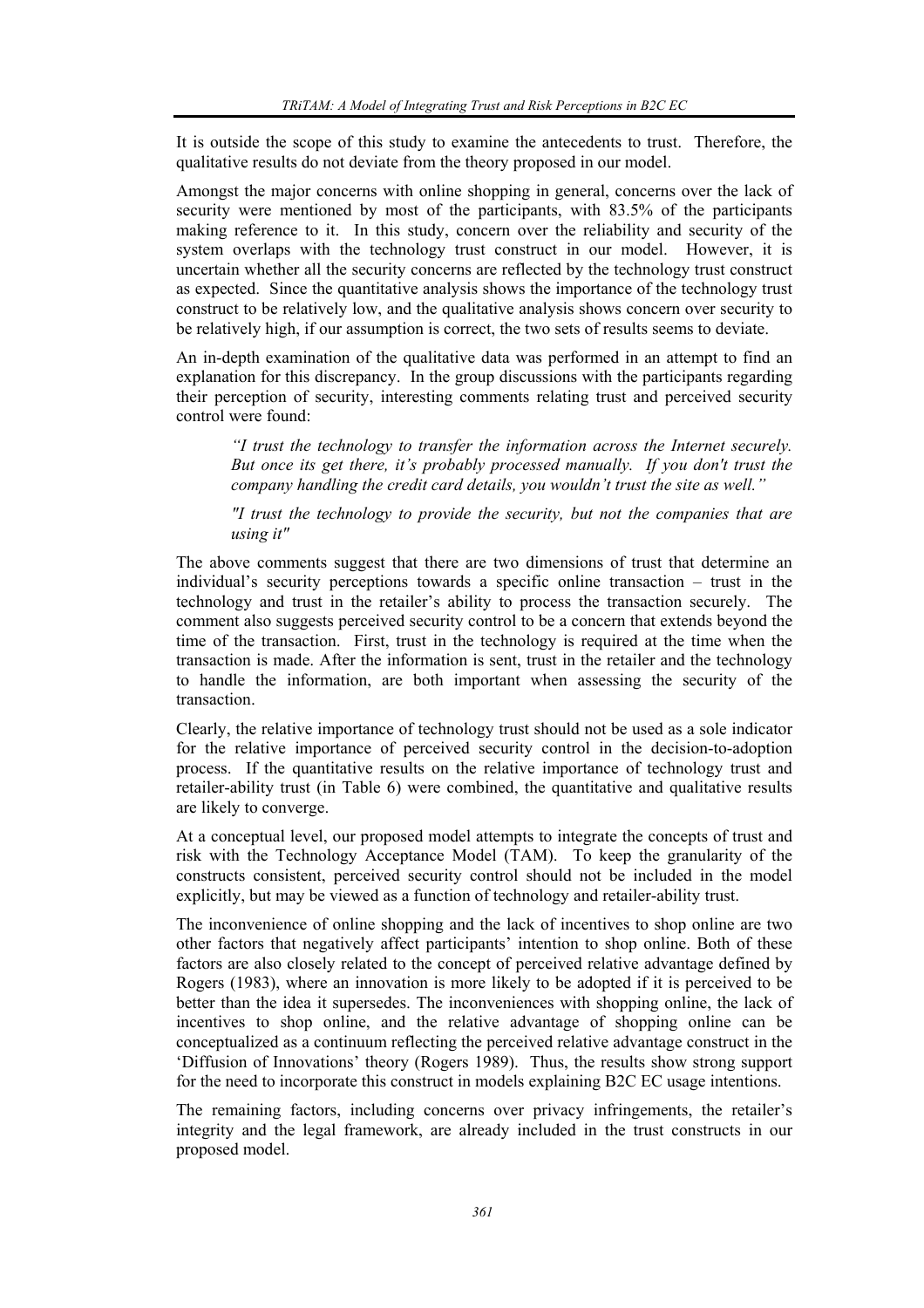It is outside the scope of this study to examine the antecedents to trust. Therefore, the qualitative results do not deviate from the theory proposed in our model.

Amongst the major concerns with online shopping in general, concerns over the lack of security were mentioned by most of the participants, with 83.5% of the participants making reference to it. In this study, concern over the reliability and security of the system overlaps with the technology trust construct in our model. However, it is uncertain whether all the security concerns are reflected by the technology trust construct as expected. Since the quantitative analysis shows the importance of the technology trust construct to be relatively low, and the qualitative analysis shows concern over security to be relatively high, if our assumption is correct, the two sets of results seems to deviate.

An in-depth examination of the qualitative data was performed in an attempt to find an explanation for this discrepancy. In the group discussions with the participants regarding their perception of security, interesting comments relating trust and perceived security control were found:

> *"I trust the technology to transfer the information across the Internet securely. But once its get there, it's probably processed manually. If you don't trust the company handling the credit card details, you wouldn't trust the site as well."*

> *"I trust the technology to provide the security, but not the companies that are using it"*

The above comments suggest that there are two dimensions of trust that determine an individual's security perceptions towards a specific online transaction – trust in the technology and trust in the retailer's ability to process the transaction securely. The comment also suggests perceived security control to be a concern that extends beyond the time of the transaction. First, trust in the technology is required at the time when the transaction is made. After the information is sent, trust in the retailer and the technology to handle the information, are both important when assessing the security of the transaction.

Clearly, the relative importance of technology trust should not be used as a sole indicator for the relative importance of perceived security control in the decision-to-adoption process. If the quantitative results on the relative importance of technology trust and retailer-ability trust (in Table 6) were combined, the quantitative and qualitative results are likely to converge.

At a conceptual level, our proposed model attempts to integrate the concepts of trust and risk with the Technology Acceptance Model (TAM). To keep the granularity of the constructs consistent, perceived security control should not be included in the model explicitly, but may be viewed as a function of technology and retailer-ability trust.

The inconvenience of online shopping and the lack of incentives to shop online are two other factors that negatively affect participants' intention to shop online. Both of these factors are also closely related to the concept of perceived relative advantage defined by Rogers (1983), where an innovation is more likely to be adopted if it is perceived to be better than the idea it supersedes. The inconveniences with shopping online, the lack of incentives to shop online, and the relative advantage of shopping online can be conceptualized as a continuum reflecting the perceived relative advantage construct in the 'Diffusion of Innovations' theory (Rogers 1989). Thus, the results show strong support for the need to incorporate this construct in models explaining B2C EC usage intentions.

The remaining factors, including concerns over privacy infringements, the retailer's integrity and the legal framework, are already included in the trust constructs in our proposed model.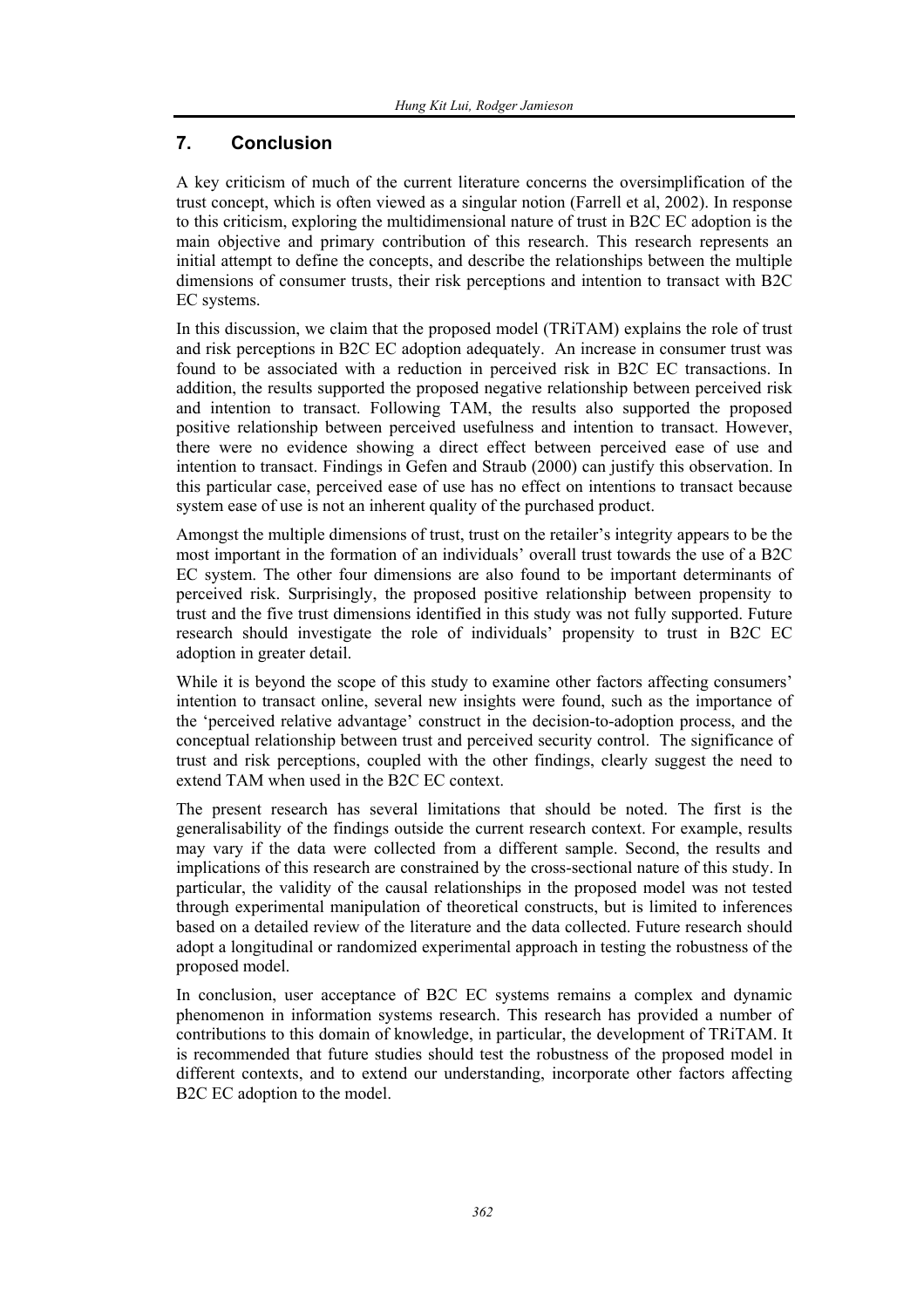## 7. Conclusion

A key criticism of much of the current literature concerns the oversimplification of the trust concept, which is often viewed as a singular notion (Farrell et al, 2002). In response to this criticism, exploring the multidimensional nature of trust in B2C EC adoption is the main objective and primary contribution of this research. This research represents an initial attempt to define the concepts, and describe the relationships between the multiple dimensions of consumer trusts, their risk perceptions and intention to transact with B2C EC systems.

In this discussion, we claim that the proposed model (TRiTAM) explains the role of trust and risk perceptions in B2C EC adoption adequately. An increase in consumer trust was found to be associated with a reduction in perceived risk in B2C EC transactions. In addition, the results supported the proposed negative relationship between perceived risk and intention to transact. Following TAM, the results also supported the proposed positive relationship between perceived usefulness and intention to transact. However, there were no evidence showing a direct effect between perceived ease of use and intention to transact. Findings in Gefen and Straub (2000) can justify this observation. In this particular case, perceived ease of use has no effect on intentions to transact because system ease of use is not an inherent quality of the purchased product.

Amongst the multiple dimensions of trust, trust on the retailer's integrity appears to be the most important in the formation of an individuals' overall trust towards the use of a B2C EC system. The other four dimensions are also found to be important determinants of perceived risk. Surprisingly, the proposed positive relationship between propensity to trust and the five trust dimensions identified in this study was not fully supported. Future research should investigate the role of individuals' propensity to trust in B2C EC adoption in greater detail.

While it is beyond the scope of this study to examine other factors affecting consumers' intention to transact online, several new insights were found, such as the importance of the 'perceived relative advantage' construct in the decision-to-adoption process, and the conceptual relationship between trust and perceived security control. The significance of trust and risk perceptions, coupled with the other findings, clearly suggest the need to extend TAM when used in the B2C EC context.

The present research has several limitations that should be noted. The first is the generalisability of the findings outside the current research context. For example, results may vary if the data were collected from a different sample. Second, the results and implications of this research are constrained by the cross-sectional nature of this study. In particular, the validity of the causal relationships in the proposed model was not tested through experimental manipulation of theoretical constructs, but is limited to inferences based on a detailed review of the literature and the data collected. Future research should adopt a longitudinal or randomized experimental approach in testing the robustness of the proposed model.

In conclusion, user acceptance of B2C EC systems remains a complex and dynamic phenomenon in information systems research. This research has provided a number of contributions to this domain of knowledge, in particular, the development of TRiTAM. It is recommended that future studies should test the robustness of the proposed model in different contexts, and to extend our understanding, incorporate other factors affecting B2C EC adoption to the model.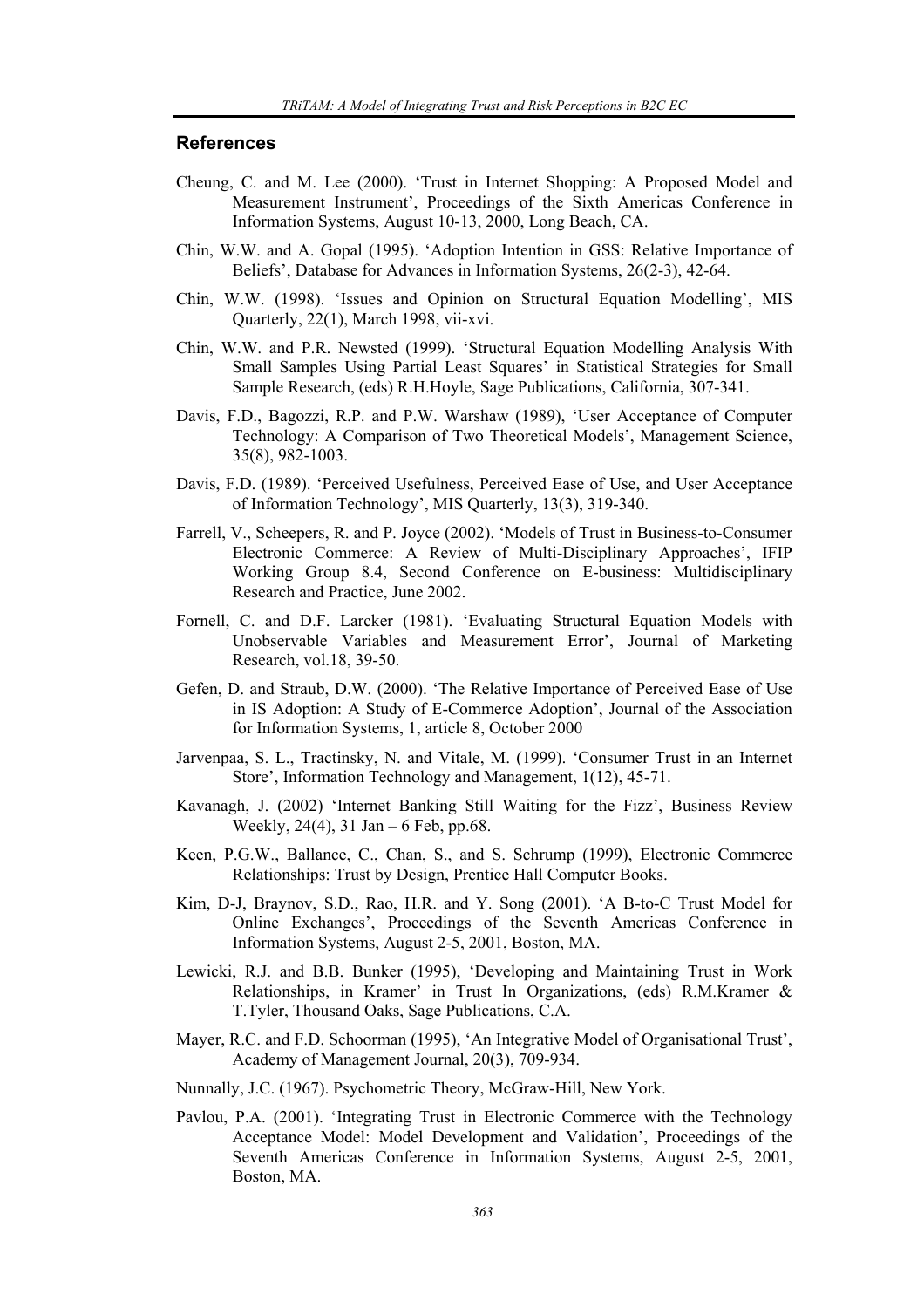## References

Cheung, C. and M. Lee (2000). 'Trust in Internet Shopping: A Proposed Model and Measurement Instrument', Proceedings of the Sixth Americas Conference in Information Systems, August 10-13, 2000, Long Beach, CA.

Chin, W.W. and A. Gopal (1995). 'Adoption Intention in GSS: Relative Importance of Beliefs', Database for Advances in Information Systems, 26(2-3), 42-64.

Chin, W.W. (1998). 'Issues and Opinion on Structural Equation Modelling', MIS Quarterly, 22(1), March 1998, vii-xvi.

Chin, W.W. and P.R. Newsted (1999). 'Structural Equation Modelling Analysis With Small Samples Using Partial Least Squares' in Statistical Strategies for Small Sample Research, (eds) R.H.Hoyle, Sage Publications, California, 307-341.

Davis, F.D., Bagozzi, R.P. and P.W. Warshaw (1989), 'User Acceptance of Computer Technology: A Comparison of Two Theoretical Models', Management Science, 35(8), 982-1003.

Davis, F.D. (1989). 'Perceived Usefulness, Perceived Ease of Use, and User Acceptance of Information Technology', MIS Quarterly, 13(3), 319-340.

Farrell, V., Scheepers, R. and P. Joyce (2002). 'Models of Trust in Business-to-Consumer Electronic Commerce: A Review of Multi-Disciplinary Approaches', IFIP Working Group 8.4, Second Conference on E-business: Multidisciplinary Research and Practice, June 2002.

Fornell, C. and D.F. Larcker (1981). 'Evaluating Structural Equation Models with Unobservable Variables and Measurement Error', Journal of Marketing Research, vol.18, 39-50.

Gefen, D. and Straub, D.W. (2000). 'The Relative Importance of Perceived Ease of Use in IS Adoption: A Study of E-Commerce Adoption', Journal of the Association for Information Systems, 1, article 8, October 2000

Jarvenpaa, S. L., Tractinsky, N. and Vitale, M. (1999). 'Consumer Trust in an Internet Store', Information Technology and Management, 1(12), 45-71.

Kavanagh, J. (2002) 'Internet Banking Still Waiting for the Fizz', Business Review Weekly, 24(4), 31 Jan – 6 Feb, pp.68.

Keen, P.G.W., Ballance, C., Chan, S., and S. Schrump (1999), Electronic Commerce Relationships: Trust by Design, Prentice Hall Computer Books.

Kim, D-J, Braynov, S.D., Rao, H.R. and Y. Song (2001). 'A B-to-C Trust Model for Online Exchanges', Proceedings of the Seventh Americas Conference in Information Systems, August 2-5, 2001, Boston, MA.

Lewicki, R.J. and B.B. Bunker (1995), 'Developing and Maintaining Trust in Work Relationships, in Kramer' in Trust In Organizations, (eds) R.M.Kramer & T.Tyler, Thousand Oaks, Sage Publications, C.A.

Mayer, R.C. and F.D. Schoorman (1995), 'An Integrative Model of Organisational Trust', Academy of Management Journal, 20(3), 709-934.

Nunnally, J.C. (1967). Psychometric Theory, McGraw-Hill, New York.

Pavlou, P.A. (2001). 'Integrating Trust in Electronic Commerce with the Technology Acceptance Model: Model Development and Validation', Proceedings of the Seventh Americas Conference in Information Systems, August 2-5, 2001, Boston, MA.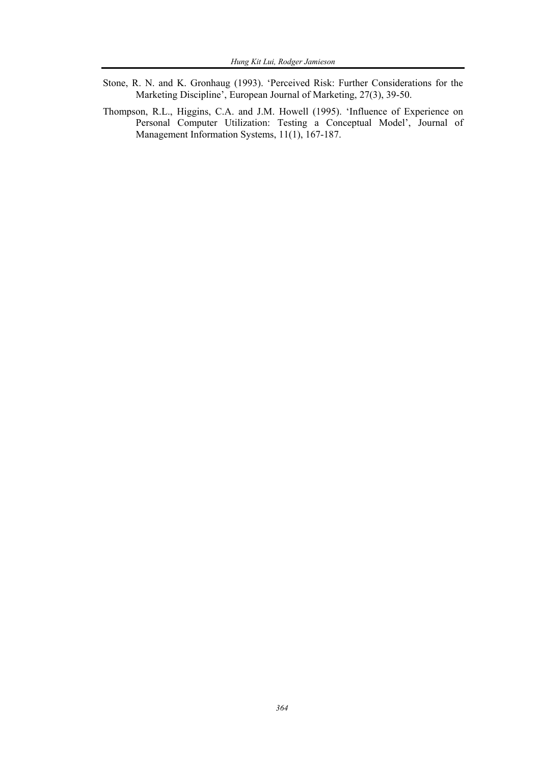Stone, R. N. and K. Gronhaug (1993). 'Perceived Risk: Further Considerations for the Marketing Discipline', European Journal of Marketing, 27(3), 39-50.

Thompson, R.L., Higgins, C.A. and J.M. Howell (1995). 'Influence of Experience on Personal Computer Utilization: Testing a Conceptual Model', Journal of Management Information Systems, 11(1), 167-187.